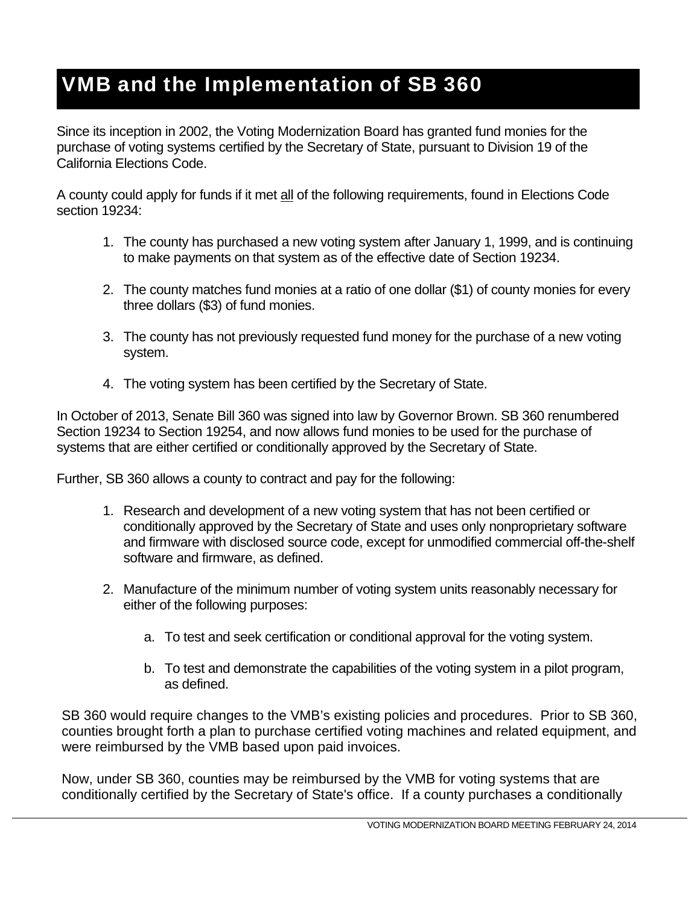# VMB and the Implementation of SB 360

Since its inception in 2002, the Voting Modernization Board has granted fund monies for the purchase of voting systems certified by the Secretary of State, pursuant to Division 19 of the California Elections Code.

A county could apply for funds if it met <u>all</u> of the following requirements, found in Elections Code section 19234:

1. The county has purchased a new voting system after January 1, 1999, and is continuing to make payments on that system as of the effective date of Section 19234.
2. The county matches fund monies at a ratio of one dollar ($1) of county monies for every three dollars ($3) of fund monies.
3. The county has not previously requested fund money for the purchase of a new voting system.
4. The voting system has been certified by the Secretary of State.

In October of 2013, Senate Bill 360 was signed into law by Governor Brown. SB 360 renumbered Section 19234 to Section 19254, and now allows fund monies to be used for the purchase of systems that are either certified or conditionally approved by the Secretary of State.

Further, SB 360 allows a county to contract and pay for the following:

1. Research and development of a new voting system that has not been certified or conditionally approved by the Secretary of State and uses only nonproprietary software and firmware with disclosed source code, except for unmodified commercial off-the-shelf software and firmware, as defined.
2. Manufacture of the minimum number of voting system units reasonably necessary for either of the following purposes:
    a. To test and seek certification or conditional approval for the voting system.
    b. To test and demonstrate the capabilities of the voting system in a pilot program, as defined.

SB 360 would require changes to the VMB's existing policies and procedures. Prior to SB 360, counties brought forth a plan to purchase certified voting machines and related equipment, and were reimbursed by the VMB based upon paid invoices.

Now, under SB 360, counties may be reimbursed by the VMB for voting systems that are conditionally certified by the Secretary of State's office. If a county purchases a conditionally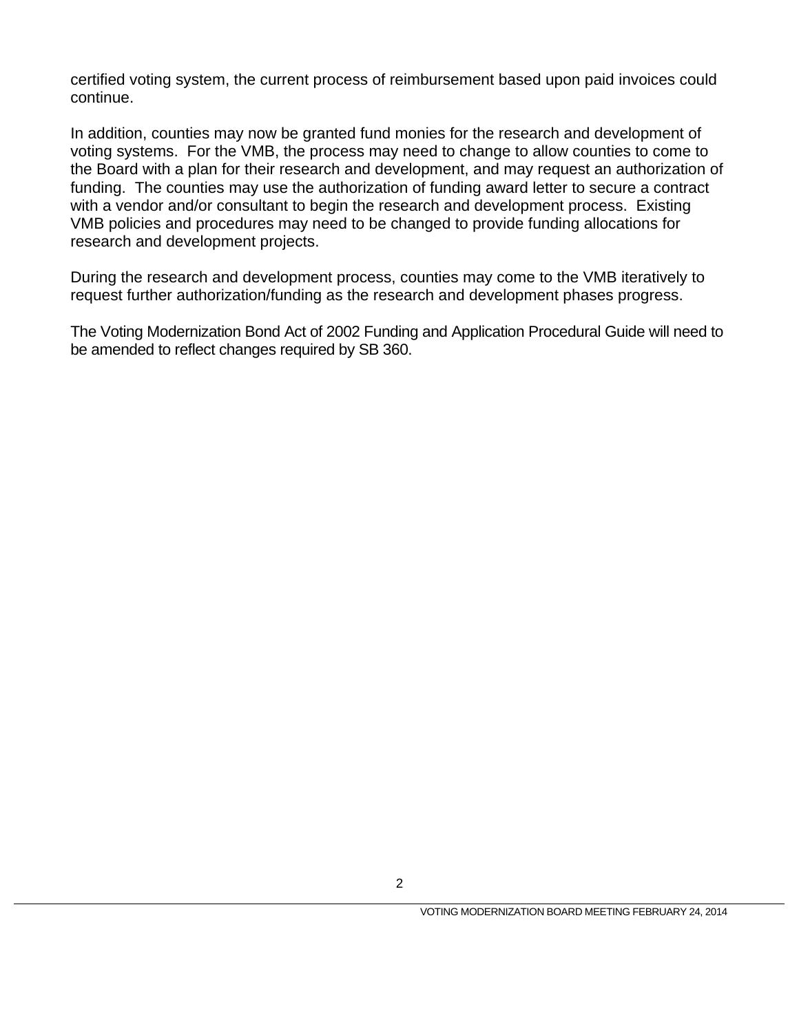certified voting system, the current process of reimbursement based upon paid invoices could continue.

In addition, counties may now be granted fund monies for the research and development of voting systems. For the VMB, the process may need to change to allow counties to come to the Board with a plan for their research and development, and may request an authorization of funding. The counties may use the authorization of funding award letter to secure a contract with a vendor and/or consultant to begin the research and development process. Existing VMB policies and procedures may need to be changed to provide funding allocations for research and development projects.

During the research and development process, counties may come to the VMB iteratively to request further authorization/funding as the research and development phases progress.

The Voting Modernization Bond Act of 2002 Funding and Application Procedural Guide will need to be amended to reflect changes required by SB 360.